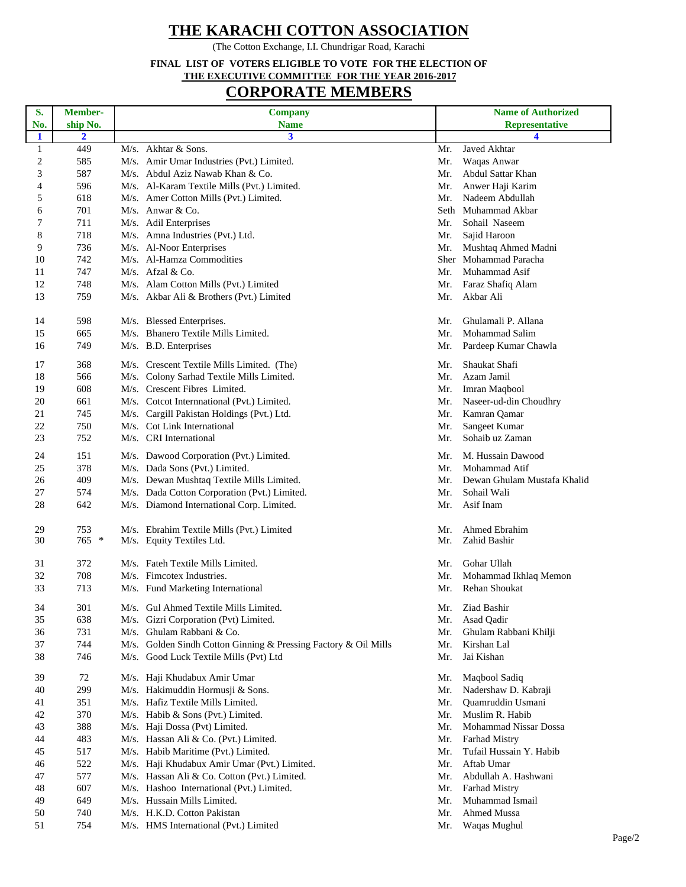# THE KARACHI COTTON ASSOCIATION

(The Cotton Exchange, I.I. Chundrigar Road, Karachi

**FINAL LIST OF VOTERS ELIGIBLE TO VOTE FOR THE ELECTION OF**
**THE EXECUTIVE COMMITTEE FOR THE YEAR 2016-2017**

## CORPORATE MEMBERS

| S. No. | Member-ship No. | Company Name | Name of Authorized Representative |
|---|---|---|---|
| 1 | 2 | 3 | 4 |
| 1 | 449 | M/s. Akhtar & Sons. | Mr. Javed Akhtar |
| 2 | 585 | M/s. Amir Umar Industries (Pvt.) Limited. | Mr. Waqas Anwar |
| 3 | 587 | M/s. Abdul Aziz Nawab Khan & Co. | Mr. Abdul Sattar Khan |
| 4 | 596 | M/s. Al-Karam Textile Mills (Pvt.) Limited. | Mr. Anwer Haji Karim |
| 5 | 618 | M/s. Amer Cotton Mills (Pvt.) Limited. | Mr. Nadeem Abdullah |
| 6 | 701 | M/s. Anwar & Co. | Seth Muhammad Akbar |
| 7 | 711 | M/s. Adil Enterprises | Mr. Sohail Naseem |
| 8 | 718 | M/s. Amna Industries (Pvt.) Ltd. | Mr. Sajid Haroon |
| 9 | 736 | M/s. Al-Noor Enterprises | Mr. Mushtaq Ahmed Madni |
| 10 | 742 | M/s. Al-Hamza Commodities | Sher Mohammad Paracha |
| 11 | 747 | M/s. Afzal & Co. | Mr. Muhammad Asif |
| 12 | 748 | M/s. Alam Cotton Mills (Pvt.) Limited | Mr. Faraz Shafiq Alam |
| 13 | 759 | M/s. Akbar Ali & Brothers (Pvt.) Limited | Mr. Akbar Ali |
| 14 | 598 | M/s. Blessed Enterprises. | Mr. Ghulamali P. Allana |
| 15 | 665 | M/s. Bhanero Textile Mills Limited. | Mr. Mohammad Salim |
| 16 | 749 | M/s. B.D. Enterprises | Mr. Pardeep Kumar Chawla |
| 17 | 368 | M/s. Crescent Textile Mills Limited. (The) | Mr. Shaukat Shafi |
| 18 | 566 | M/s. Colony Sarhad Textile Mills Limited. | Mr. Azam Jamil |
| 19 | 608 | M/s. Crescent Fibres Limited. | Mr. Imran Maqbool |
| 20 | 661 | M/s. Cotcot Internnational (Pvt.) Limited. | Mr. Naseer-ud-din Choudhry |
| 21 | 745 | M/s. Cargill Pakistan Holdings (Pvt.) Ltd. | Mr. Kamran Qamar |
| 22 | 750 | M/s. Cot Link International | Mr. Sangeet Kumar |
| 23 | 752 | M/s. CRI International | Mr. Sohaib uz Zaman |
| 24 | 151 | M/s. Dawood Corporation (Pvt.) Limited. | Mr. M. Hussain Dawood |
| 25 | 378 | M/s. Dada Sons (Pvt.) Limited. | Mr. Mohammad Atif |
| 26 | 409 | M/s. Dewan Mushtaq Textile Mills Limited. | Mr. Dewan Ghulam Mustafa Khalid |
| 27 | 574 | M/s. Dada Cotton Corporation (Pvt.) Limited. | Mr. Sohail Wali |
| 28 | 642 | M/s. Diamond International Corp. Limited. | Mr. Asif Inam |
| 29 | 753 | M/s. Ebrahim Textile Mills (Pvt.) Limited | Mr. Ahmed Ebrahim |
| 30 | 765 * | M/s. Equity Textiles Ltd. | Mr. Zahid Bashir |
| 31 | 372 | M/s. Fateh Textile Mills Limited. | Mr. Gohar Ullah |
| 32 | 708 | M/s. Fimcotex Industries. | Mr. Mohammad Ikhlaq Memon |
| 33 | 713 | M/s. Fund Marketing International | Mr. Rehan Shoukat |
| 34 | 301 | M/s. Gul Ahmed Textile Mills Limited. | Mr. Ziad Bashir |
| 35 | 638 | M/s. Gizri Corporation (Pvt) Limited. | Mr. Asad Qadir |
| 36 | 731 | M/s. Ghulam Rabbani & Co. | Mr. Ghulam Rabbani Khilji |
| 37 | 744 | M/s. Golden Sindh Cotton Ginning & Pressing Factory & Oil Mills | Mr. Kirshan Lal |
| 38 | 746 | M/s. Good Luck Textile Mills (Pvt) Ltd | Mr. Jai Kishan |
| 39 | 72 | M/s. Haji Khudabux Amir Umar | Mr. Maqbool Sadiq |
| 40 | 299 | M/s. Hakimuddin Hormusji & Sons. | Mr. Nadershaw D. Kabraji |
| 41 | 351 | M/s. Hafiz Textile Mills Limited. | Mr. Quamruddin Usmani |
| 42 | 370 | M/s. Habib & Sons (Pvt.) Limited. | Mr. Muslim R. Habib |
| 43 | 388 | M/s. Haji Dossa (Pvt) Limited. | Mr. Mohammad Nissar Dossa |
| 44 | 483 | M/s. Hassan Ali & Co. (Pvt.) Limited. | Mr. Farhad Mistry |
| 45 | 517 | M/s. Habib Maritime (Pvt.) Limited. | Mr. Tufail Hussain Y. Habib |
| 46 | 522 | M/s. Haji Khudabux Amir Umar (Pvt.) Limited. | Mr. Aftab Umar |
| 47 | 577 | M/s. Hassan Ali & Co. Cotton (Pvt.) Limited. | Mr. Abdullah A. Hashwani |
| 48 | 607 | M/s. Hashoo International (Pvt.) Limited. | Mr. Farhad Mistry |
| 49 | 649 | M/s. Hussain Mills Limited. | Mr. Muhammad Ismail |
| 50 | 740 | M/s. H.K.D. Cotton Pakistan | Mr. Ahmed Mussa |
| 51 | 754 | M/s. HMS International (Pvt.) Limited | Mr. Waqas Mughul |

Page/2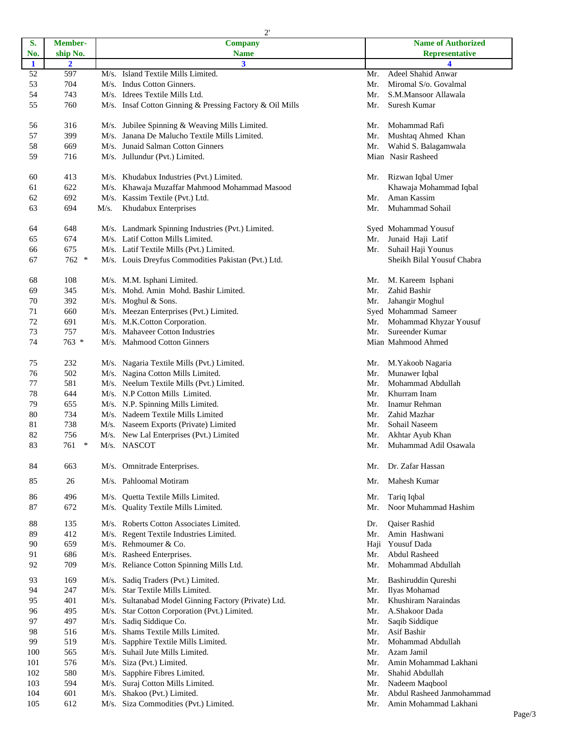| S. No. | Member-ship No. | Company Name | Name of Authorized Representative |
|---|---|---|---|
| 1 | 2 | 3 | 4 |
| 52 | 597 | M/s. Island Textile Mills Limited. | Mr. Adeel Shahid Anwar |
| 53 | 704 | M/s. Indus Cotton Ginners. | Mr. Miromal S/o. Govalmal |
| 54 | 743 | M/s. Idrees Textile Mills Ltd. | Mr. S.M.Mansoor Allawala |
| 55 | 760 | M/s. Insaf Cotton Ginning & Pressing Factory & Oil Mills | Mr. Suresh Kumar |
| 56 | 316 | M/s. Jubilee Spinning & Weaving Mills Limited. | Mr. Mohammad Rafi |
| 57 | 399 | M/s. Janana De Malucho Textile Mills Limited. | Mr. Mushtaq Ahmed Khan |
| 58 | 669 | M/s. Junaid Salman Cotton Ginners | Mr. Wahid S. Balagamwala |
| 59 | 716 | M/s. Jullundur (Pvt.) Limited. | Mian Nasir Rasheed |
| 60 | 413 | M/s. Khudabux Industries (Pvt.) Limited. | Mr. Rizwan Iqbal Umer |
| 61 | 622 | M/s. Khawaja Muzaffar Mahmood Mohammad Masood | Khawaja Mohammad Iqbal |
| 62 | 692 | M/s. Kassim Textile (Pvt.) Ltd. | Mr. Aman Kassim |
| 63 | 694 | M/s. Khudabux Enterprises | Mr. Muhammad Sohail |
| 64 | 648 | M/s. Landmark Spinning Industries (Pvt.) Limited. | Syed Mohammad Yousuf |
| 65 | 674 | M/s. Latif Cotton Mills Limited. | Mr. Junaid Haji Latif |
| 66 | 675 | M/s. Latif Textile Mills (Pvt.) Limited. | Mr. Suhail Haji Younus |
| 67 | 762 * | M/s. Louis Dreyfus Commodities Pakistan (Pvt.) Ltd. | Sheikh Bilal Yousuf Chabra |
| 68 | 108 | M/s. M.M. Isphani Limited. | Mr. M. Kareem Isphani |
| 69 | 345 | M/s. Mohd. Amin Mohd. Bashir Limited. | Mr. Zahid Bashir |
| 70 | 392 | M/s. Moghul & Sons. | Mr. Jahangir Moghul |
| 71 | 660 | M/s. Meezan Enterprises (Pvt.) Limited. | Syed Mohammad Sameer |
| 72 | 691 | M/s. M.K.Cotton Corporation. | Mr. Mohammad Khyzar Yousuf |
| 73 | 757 | M/s. Mahaveer Cotton Industries | Mr. Sureender Kumar |
| 74 | 763 * | M/s. Mahmood Cotton Ginners | Mian Mahmood Ahmed |
| 75 | 232 | M/s. Nagaria Textile Mills (Pvt.) Limited. | Mr. M.Yakoob Nagaria |
| 76 | 502 | M/s. Nagina Cotton Mills Limited. | Mr. Munawer Iqbal |
| 77 | 581 | M/s. Neelum Textile Mills (Pvt.) Limited. | Mr. Mohammad Abdullah |
| 78 | 644 | M/s. N.P Cotton Mills Limited. | Mr. Khurram Inam |
| 79 | 655 | M/s. N.P. Spinning Mills Limited. | Mr. Inamur Rehman |
| 80 | 734 | M/s. Nadeem Textile Mills Limited | Mr. Zahid Mazhar |
| 81 | 738 | M/s. Naseem Exports (Private) Limited | Mr. Sohail Naseem |
| 82 | 756 | M/s. New Lal Enterprises (Pvt.) Limited | Mr. Akhtar Ayub Khan |
| 83 | 761 * | M/s. NASCOT | Mr. Muhammad Adil Osawala |
| 84 | 663 | M/s. Omnitrade Enterprises. | Mr. Dr. Zafar Hassan |
| 85 | 26 | M/s. Pahloomal Motiram | Mr. Mahesh Kumar |
| 86 | 496 | M/s. Quetta Textile Mills Limited. | Mr. Tariq Iqbal |
| 87 | 672 | M/s. Quality Textile Mills Limited. | Mr. Noor Muhammad Hashim |
| 88 | 135 | M/s. Roberts Cotton Associates Limited. | Dr. Qaiser Rashid |
| 89 | 412 | M/s. Regent Textile Industries Limited. | Mr. Amin Hashwani |
| 90 | 659 | M/s. Rehmoumer & Co. | Haji Yousuf Dada |
| 91 | 686 | M/s. Rasheed Enterprises. | Mr. Abdul Rasheed |
| 92 | 709 | M/s. Reliance Cotton Spinning Mills Ltd. | Mr. Mohammad Abdullah |
| 93 | 169 | M/s. Sadiq Traders (Pvt.) Limited. | Mr. Bashiruddin Qureshi |
| 94 | 247 | M/s. Star Textile Mills Limited. | Mr. Ilyas Mohamad |
| 95 | 401 | M/s. Sultanabad Model Ginning Factory (Private) Ltd. | Mr. Khushiram Naraindas |
| 96 | 495 | M/s. Star Cotton Corporation (Pvt.) Limited. | Mr. A.Shakoor Dada |
| 97 | 497 | M/s. Sadiq Siddique Co. | Mr. Saqib Siddique |
| 98 | 516 | M/s. Shams Textile Mills Limited. | Mr. Asif Bashir |
| 99 | 519 | M/s. Sapphire Textile Mills Limited. | Mr. Mohammad Abdullah |
| 100 | 565 | M/s. Suhail Jute Mills Limited. | Mr. Azam Jamil |
| 101 | 576 | M/s. Siza (Pvt.) Limited. | Mr. Amin Mohammad Lakhani |
| 102 | 580 | M/s. Sapphire Fibres Limited. | Mr. Shahid Abdullah |
| 103 | 594 | M/s. Suraj Cotton Mills Limited. | Mr. Nadeem Maqbool |
| 104 | 601 | M/s. Shakoo (Pvt.) Limited. | Mr. Abdul Rasheed Janmohammad |
| 105 | 612 | M/s. Siza Commodities (Pvt.) Limited. | Mr. Amin Mohammad Lakhani |

Page/3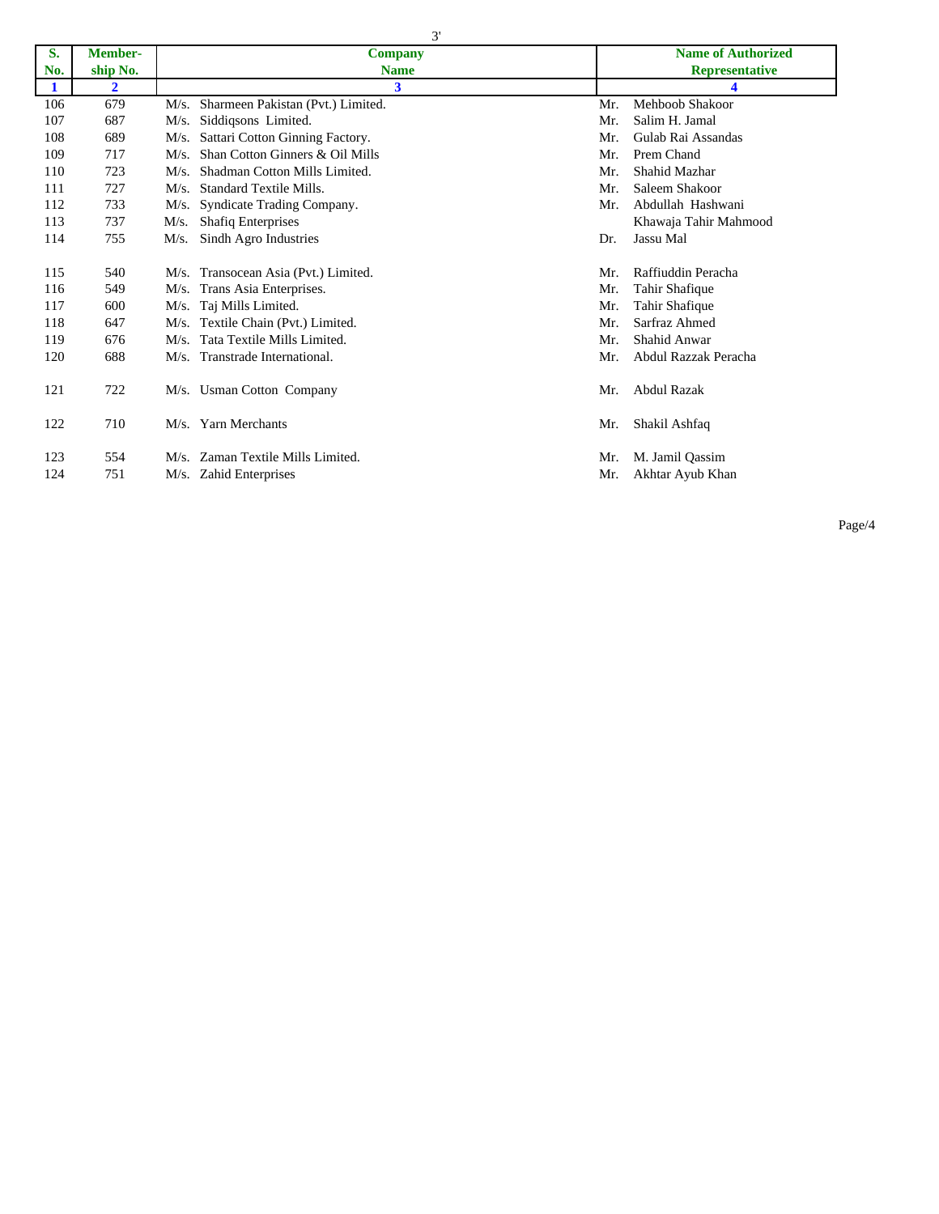| S. No. | Member- ship No. | Company Name | Name of Authorized Representative |
|---|---|---|---|
| 1 | 2 | 3 | 4 |
| 106 | 679 | M/s. Sharmeen Pakistan (Pvt.) Limited. | Mr. Mehboob Shakoor |
| 107 | 687 | M/s. Siddiqsons Limited. | Mr. Salim H. Jamal |
| 108 | 689 | M/s. Sattari Cotton Ginning Factory. | Mr. Gulab Rai Assandas |
| 109 | 717 | M/s. Shan Cotton Ginners & Oil Mills | Mr. Prem Chand |
| 110 | 723 | M/s. Shadman Cotton Mills Limited. | Mr. Shahid Mazhar |
| 111 | 727 | M/s. Standard Textile Mills. | Mr. Saleem Shakoor |
| 112 | 733 | M/s. Syndicate Trading Company. | Mr. Abdullah Hashwani |
| 113 | 737 | M/s. Shafiq Enterprises | Khawaja Tahir Mahmood |
| 114 | 755 | M/s. Sindh Agro Industries | Dr. Jassu Mal |
| 115 | 540 | M/s. Transocean Asia (Pvt.) Limited. | Mr. Raffiuddin Peracha |
| 116 | 549 | M/s. Trans Asia Enterprises. | Mr. Tahir Shafique |
| 117 | 600 | M/s. Taj Mills Limited. | Mr. Tahir Shafique |
| 118 | 647 | M/s. Textile Chain (Pvt.) Limited. | Mr. Sarfraz Ahmed |
| 119 | 676 | M/s. Tata Textile Mills Limited. | Mr. Shahid Anwar |
| 120 | 688 | M/s. Transtrade International. | Mr. Abdul Razzak Peracha |
| 121 | 722 | M/s. Usman Cotton Company | Mr. Abdul Razak |
| 122 | 710 | M/s. Yarn Merchants | Mr. Shakil Ashfaq |
| 123 | 554 | M/s. Zaman Textile Mills Limited. | Mr. M. Jamil Qassim |
| 124 | 751 | M/s. Zahid Enterprises | Mr. Akhtar Ayub Khan |

Page/4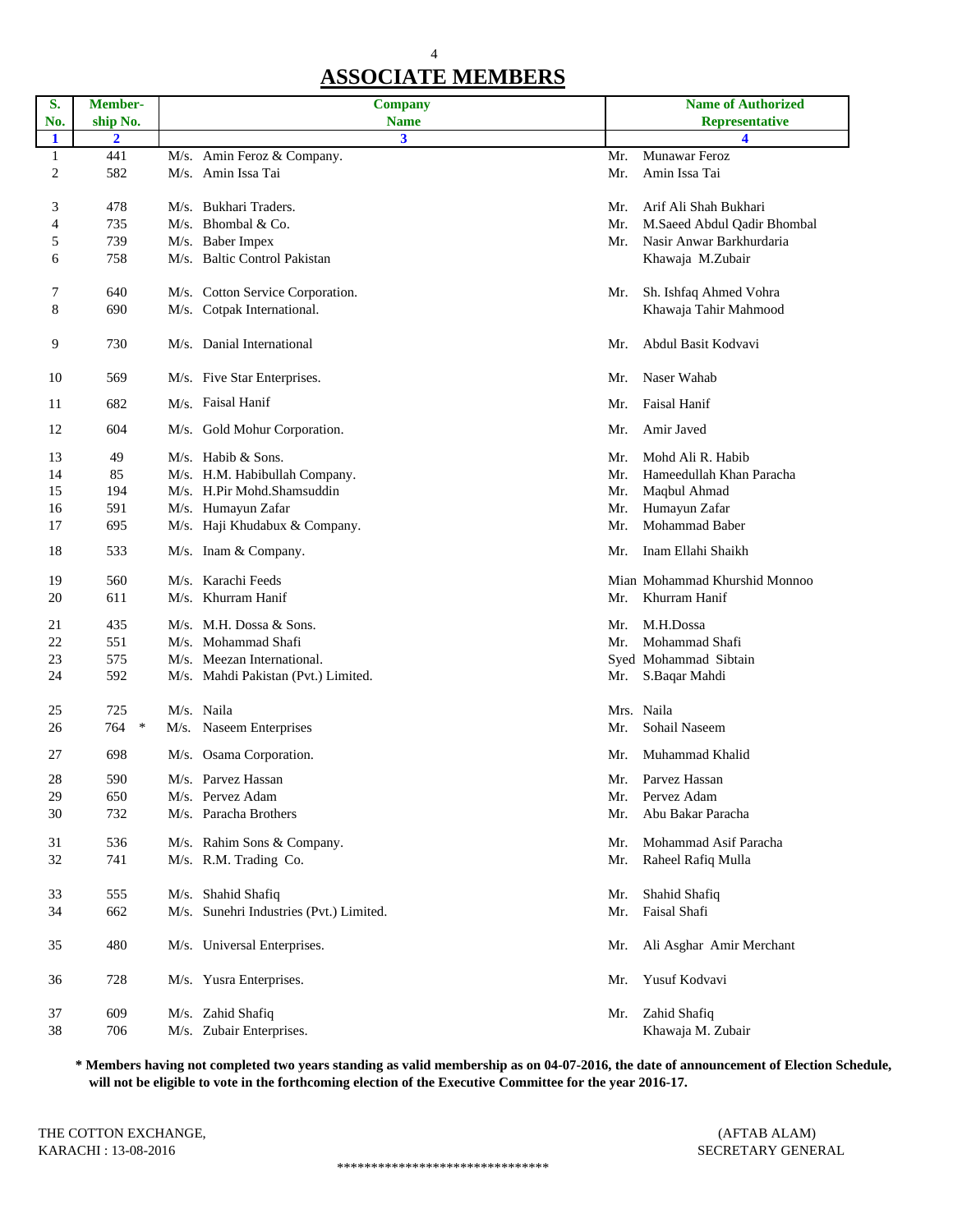# ASSOCIATE MEMBERS

| S. No. | Member-ship No. | Company Name | Name of Authorized Representative |
|---|---|---|---|
| 1 | 2 | 3 | 4 |
| 1 | 441 | M/s. Amin Feroz & Company. | Mr. Munawar Feroz |
| 2 | 582 | M/s. Amin Issa Tai | Mr. Amin Issa Tai |
| 3 | 478 | M/s. Bukhari Traders. | Mr. Arif Ali Shah Bukhari |
| 4 | 735 | M/s. Bhombal & Co. | Mr. M.Saeed Abdul Qadir Bhombal |
| 5 | 739 | M/s. Baber Impex | Mr. Nasir Anwar Barkhurdaria |
| 6 | 758 | M/s. Baltic Control Pakistan | Khawaja M.Zubair |
| 7 | 640 | M/s. Cotton Service Corporation. | Mr. Sh. Ishfaq Ahmed Vohra |
| 8 | 690 | M/s. Cotpak International. | Khawaja Tahir Mahmood |
| 9 | 730 | M/s. Danial International | Mr. Abdul Basit Kodvavi |
| 10 | 569 | M/s. Five Star Enterprises. | Mr. Naser Wahab |
| 11 | 682 | M/s. Faisal Hanif | Mr. Faisal Hanif |
| 12 | 604 | M/s. Gold Mohur Corporation. | Mr. Amir Javed |
| 13 | 49 | M/s. Habib & Sons. | Mr. Mohd Ali R. Habib |
| 14 | 85 | M/s. H.M. Habibullah Company. | Mr. Hameedullah Khan Paracha |
| 15 | 194 | M/s. H.Pir Mohd.Shamsuddin | Mr. Maqbul Ahmad |
| 16 | 591 | M/s. Humayun Zafar | Mr. Humayun Zafar |
| 17 | 695 | M/s. Haji Khudabux & Company. | Mr. Mohammad Baber |
| 18 | 533 | M/s. Inam & Company. | Mr. Inam Ellahi Shaikh |
| 19 | 560 | M/s. Karachi Feeds | Mian Mohammad Khurshid Monnoo |
| 20 | 611 | M/s. Khurram Hanif | Mr. Khurram Hanif |
| 21 | 435 | M/s. M.H. Dossa & Sons. | Mr. M.H.Dossa |
| 22 | 551 | M/s. Mohammad Shafi | Mr. Mohammad Shafi |
| 23 | 575 | M/s. Meezan International. | Syed Mohammad Sibtain |
| 24 | 592 | M/s. Mahdi Pakistan (Pvt.) Limited. | Mr. S.Baqar Mahdi |
| 25 | 725 | M/s. Naila | Mrs. Naila |
| 26 | 764 * | M/s. Naseem Enterprises | Mr. Sohail Naseem |
| 27 | 698 | M/s. Osama Corporation. | Mr. Muhammad Khalid |
| 28 | 590 | M/s. Parvez Hassan | Mr. Parvez Hassan |
| 29 | 650 | M/s. Pervez Adam | Mr. Pervez Adam |
| 30 | 732 | M/s. Paracha Brothers | Mr. Abu Bakar Paracha |
| 31 | 536 | M/s. Rahim Sons & Company. | Mr. Mohammad Asif Paracha |
| 32 | 741 | M/s. R.M. Trading Co. | Mr. Raheel Rafiq Mulla |
| 33 | 555 | M/s. Shahid Shafiq | Mr. Shahid Shafiq |
| 34 | 662 | M/s. Sunehri Industries (Pvt.) Limited. | Mr. Faisal Shafi |
| 35 | 480 | M/s. Universal Enterprises. | Mr. Ali Asghar Amir Merchant |
| 36 | 728 | M/s. Yusra Enterprises. | Mr. Yusuf Kodvavi |
| 37 | 609 | M/s. Zahid Shafiq | Mr. Zahid Shafiq |
| 38 | 706 | M/s. Zubair Enterprises. | Khawaja M. Zubair |

**\* Members having not completed two years standing as valid membership as on 04-07-2016, the date of announcement of Election Schedule, will not be eligible to vote in the forthcoming election of the Executive Committee for the year 2016-17.**

THE COTTON EXCHANGE,
KARACHI : 13-08-2016

(AFTAB ALAM)
SECRETARY GENERAL

******************************